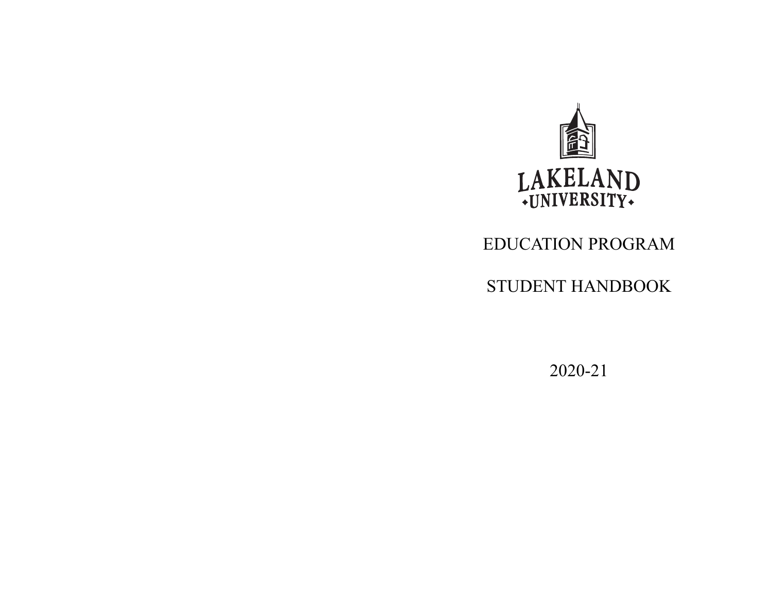LAKELAND UNIVERSITY

# EDUCATION PROGRAM

# STUDENT HANDBOOK

2020-21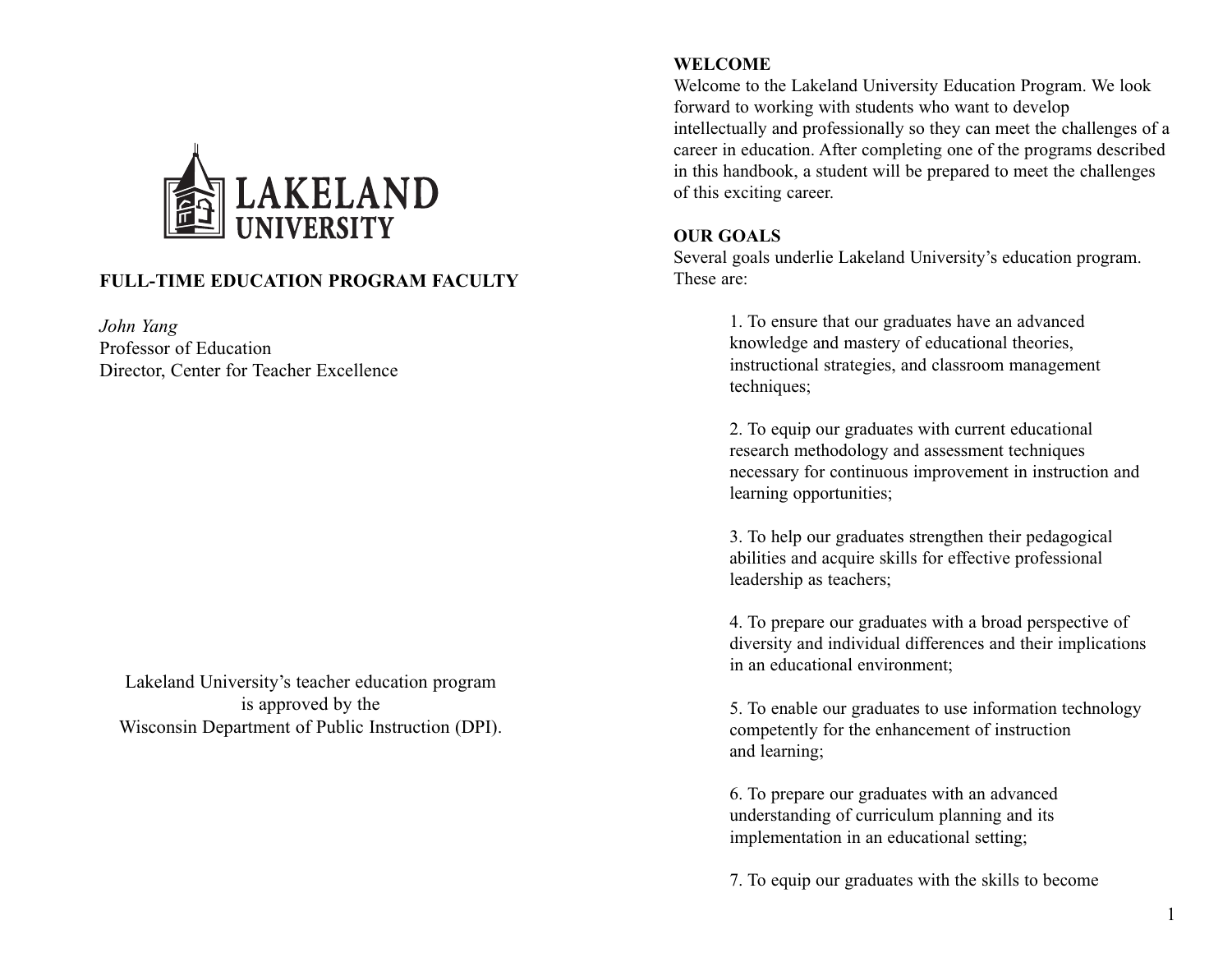LAKELAND UNIVERSITY

## FULL-TIME EDUCATION PROGRAM FACULTY

*John Yang*
Professor of Education
Director, Center for Teacher Excellence

Lakeland University's teacher education program is approved by the Wisconsin Department of Public Instruction (DPI).

## WELCOME

Welcome to the Lakeland University Education Program. We look forward to working with students who want to develop intellectually and professionally so they can meet the challenges of a career in education. After completing one of the programs described in this handbook, a student will be prepared to meet the challenges of this exciting career.

## OUR GOALS

Several goals underlie Lakeland University's education program. These are:

1. To ensure that our graduates have an advanced knowledge and mastery of educational theories, instructional strategies, and classroom management techniques;

2. To equip our graduates with current educational research methodology and assessment techniques necessary for continuous improvement in instruction and learning opportunities;

3. To help our graduates strengthen their pedagogical abilities and acquire skills for effective professional leadership as teachers;

4. To prepare our graduates with a broad perspective of diversity and individual differences and their implications in an educational environment;

5. To enable our graduates to use information technology competently for the enhancement of instruction and learning;

6. To prepare our graduates with an advanced understanding of curriculum planning and its implementation in an educational setting;

7. To equip our graduates with the skills to become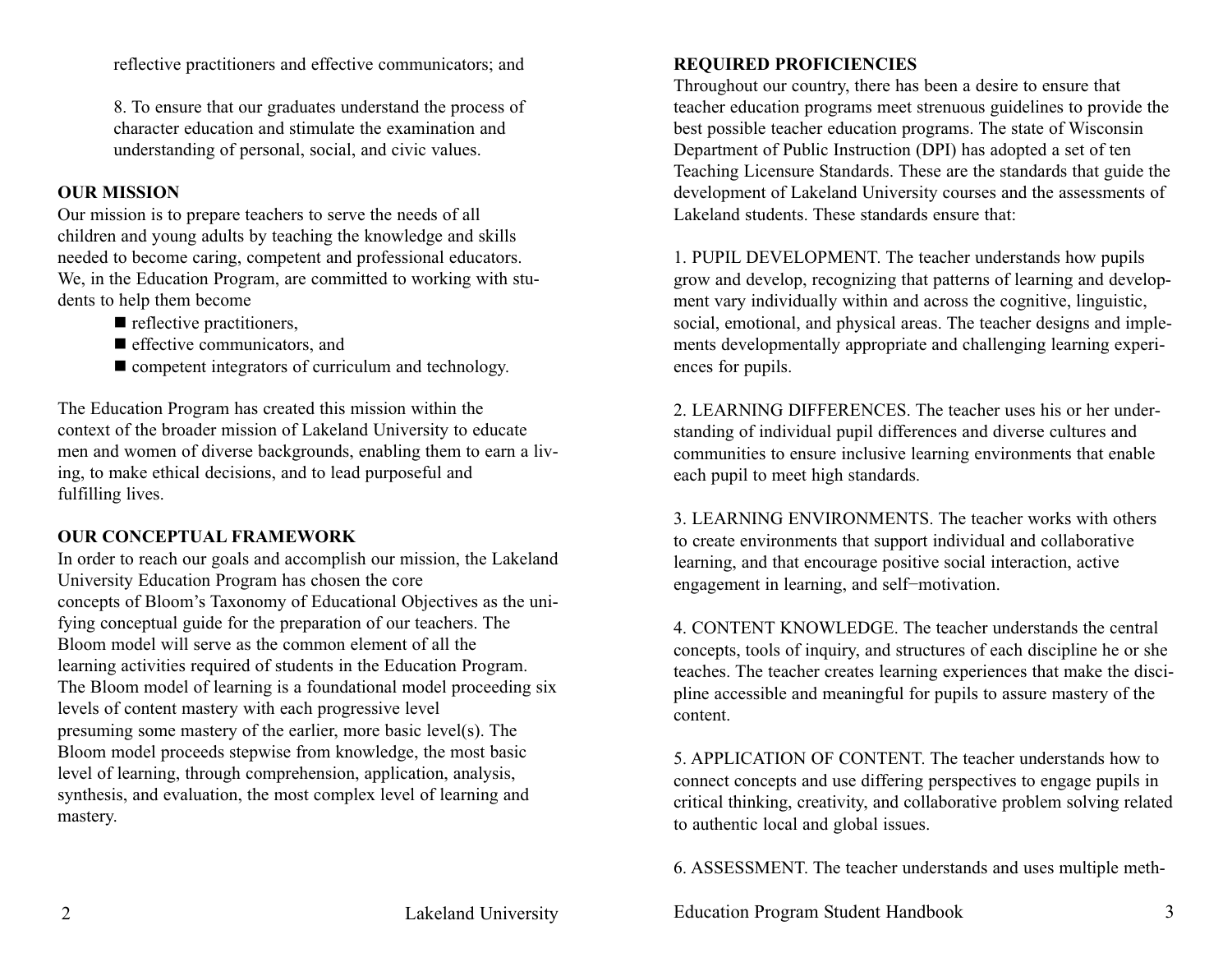reflective practitioners and effective communicators; and

8. To ensure that our graduates understand the process of character education and stimulate the examination and understanding of personal, social, and civic values.

**OUR MISSION**

Our mission is to prepare teachers to serve the needs of all children and young adults by teaching the knowledge and skills needed to become caring, competent and professional educators. We, in the Education Program, are committed to working with students to help them become

- reflective practitioners,
- effective communicators, and
- competent integrators of curriculum and technology.

The Education Program has created this mission within the context of the broader mission of Lakeland University to educate men and women of diverse backgrounds, enabling them to earn a living, to make ethical decisions, and to lead purposeful and fulfilling lives.

**OUR CONCEPTUAL FRAMEWORK**

In order to reach our goals and accomplish our mission, the Lakeland University Education Program has chosen the core concepts of Bloom's Taxonomy of Educational Objectives as the unifying conceptual guide for the preparation of our teachers. The Bloom model will serve as the common element of all the learning activities required of students in the Education Program. The Bloom model of learning is a foundational model proceeding six levels of content mastery with each progressive level presuming some mastery of the earlier, more basic level(s). The Bloom model proceeds stepwise from knowledge, the most basic level of learning, through comprehension, application, analysis, synthesis, and evaluation, the most complex level of learning and mastery.

**REQUIRED PROFICIENCIES**

Throughout our country, there has been a desire to ensure that teacher education programs meet strenuous guidelines to provide the best possible teacher education programs. The state of Wisconsin Department of Public Instruction (DPI) has adopted a set of ten Teaching Licensure Standards. These are the standards that guide the development of Lakeland University courses and the assessments of Lakeland students. These standards ensure that:

1. PUPIL DEVELOPMENT. The teacher understands how pupils grow and develop, recognizing that patterns of learning and development vary individually within and across the cognitive, linguistic, social, emotional, and physical areas. The teacher designs and implements developmentally appropriate and challenging learning experiences for pupils.

2. LEARNING DIFFERENCES. The teacher uses his or her understanding of individual pupil differences and diverse cultures and communities to ensure inclusive learning environments that enable each pupil to meet high standards.

3. LEARNING ENVIRONMENTS. The teacher works with others to create environments that support individual and collaborative learning, and that encourage positive social interaction, active engagement in learning, and self-motivation.

4. CONTENT KNOWLEDGE. The teacher understands the central concepts, tools of inquiry, and structures of each discipline he or she teaches. The teacher creates learning experiences that make the discipline accessible and meaningful for pupils to assure mastery of the content.

5. APPLICATION OF CONTENT. The teacher understands how to connect concepts and use differing perspectives to engage pupils in critical thinking, creativity, and collaborative problem solving related to authentic local and global issues.

6. ASSESSMENT. The teacher understands and uses multiple meth-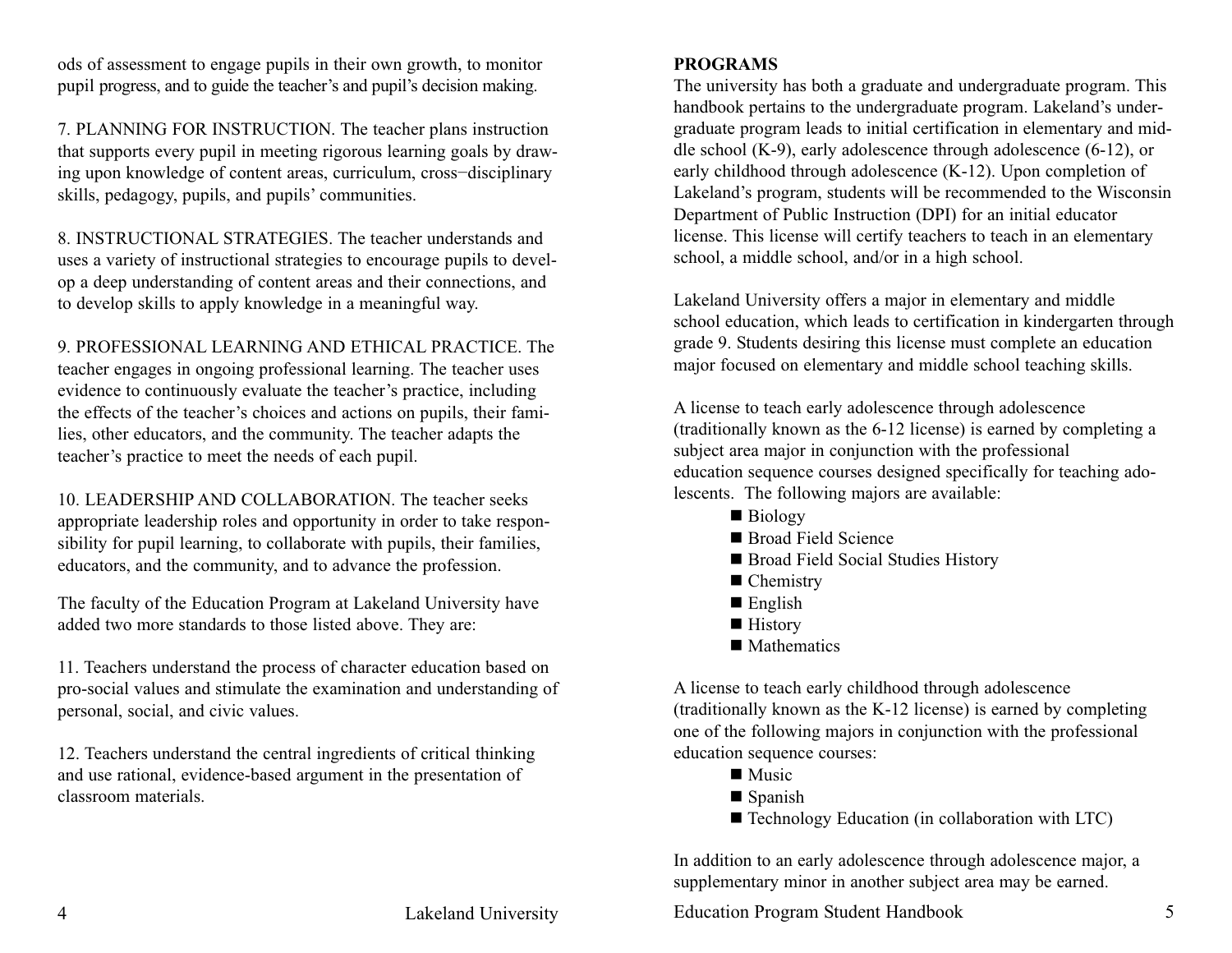ods of assessment to engage pupils in their own growth, to monitor pupil progress, and to guide the teacher's and pupil's decision making.

7. PLANNING FOR INSTRUCTION. The teacher plans instruction that supports every pupil in meeting rigorous learning goals by drawing upon knowledge of content areas, curriculum, cross−disciplinary skills, pedagogy, pupils, and pupils' communities.

8. INSTRUCTIONAL STRATEGIES. The teacher understands and uses a variety of instructional strategies to encourage pupils to develop a deep understanding of content areas and their connections, and to develop skills to apply knowledge in a meaningful way.

9. PROFESSIONAL LEARNING AND ETHICAL PRACTICE. The teacher engages in ongoing professional learning. The teacher uses evidence to continuously evaluate the teacher's practice, including the effects of the teacher's choices and actions on pupils, their families, other educators, and the community. The teacher adapts the teacher's practice to meet the needs of each pupil.

10. LEADERSHIP AND COLLABORATION. The teacher seeks appropriate leadership roles and opportunity in order to take responsibility for pupil learning, to collaborate with pupils, their families, educators, and the community, and to advance the profession.

The faculty of the Education Program at Lakeland University have added two more standards to those listed above. They are:

11. Teachers understand the process of character education based on pro-social values and stimulate the examination and understanding of personal, social, and civic values.

12. Teachers understand the central ingredients of critical thinking and use rational, evidence-based argument in the presentation of classroom materials.

**PROGRAMS**

The university has both a graduate and undergraduate program. This handbook pertains to the undergraduate program. Lakeland's undergraduate program leads to initial certification in elementary and middle school (K-9), early adolescence through adolescence (6-12), or early childhood through adolescence (K-12). Upon completion of Lakeland's program, students will be recommended to the Wisconsin Department of Public Instruction (DPI) for an initial educator license. This license will certify teachers to teach in an elementary school, a middle school, and/or in a high school.

Lakeland University offers a major in elementary and middle school education, which leads to certification in kindergarten through grade 9. Students desiring this license must complete an education major focused on elementary and middle school teaching skills.

A license to teach early adolescence through adolescence (traditionally known as the 6-12 license) is earned by completing a subject area major in conjunction with the professional education sequence courses designed specifically for teaching adolescents. The following majors are available:

- Biology
- Broad Field Science
- Broad Field Social Studies History
- Chemistry
- English
- History
- Mathematics

A license to teach early childhood through adolescence (traditionally known as the K-12 license) is earned by completing one of the following majors in conjunction with the professional education sequence courses:

- Music
- Spanish
- Technology Education (in collaboration with LTC)

In addition to an early adolescence through adolescence major, a supplementary minor in another subject area may be earned.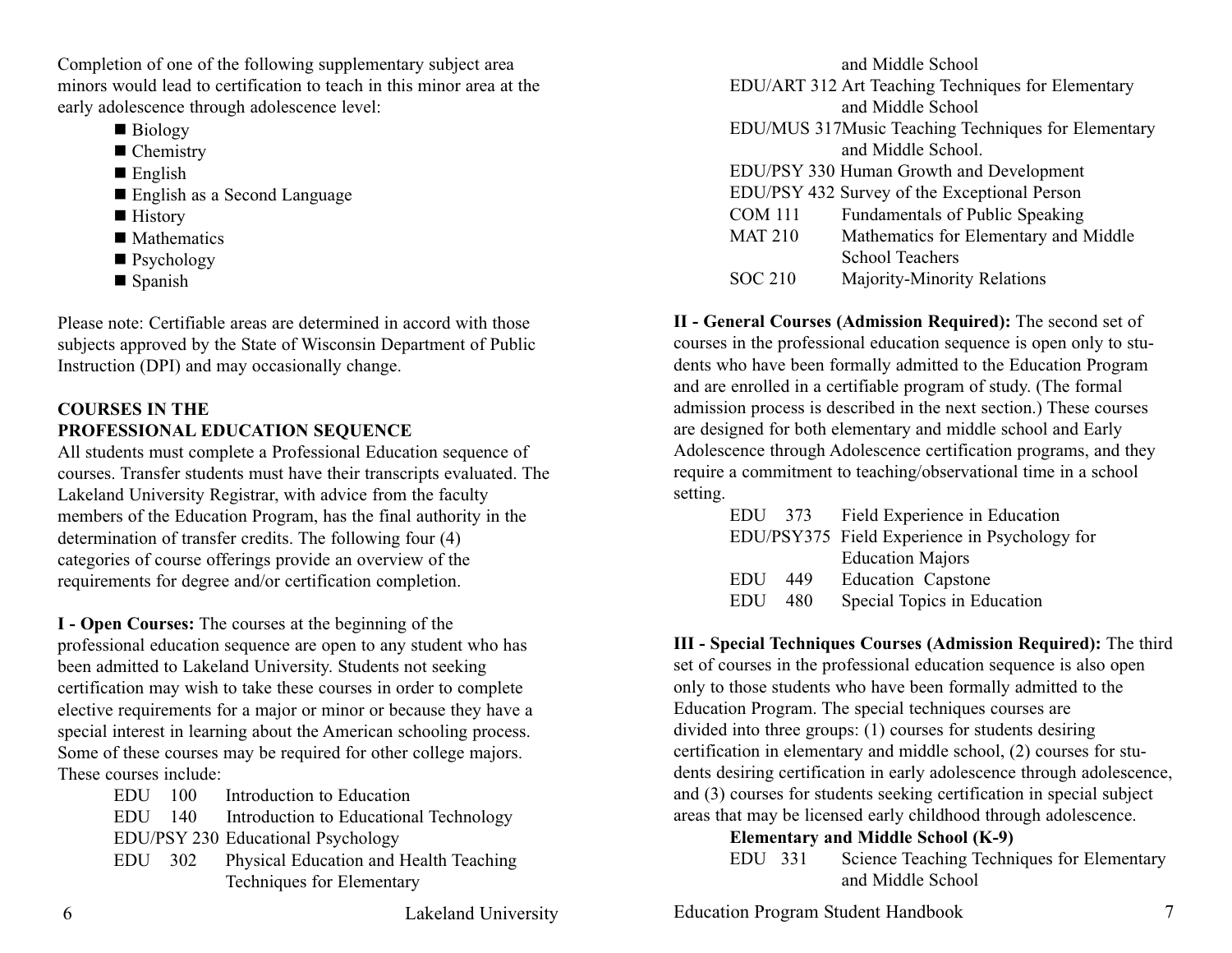Completion of one of the following supplementary subject area minors would lead to certification to teach in this minor area at the early adolescence through adolescence level:

- Biology
- Chemistry
- English
- English as a Second Language
- History
- Mathematics
- Psychology
- Spanish

Please note: Certifiable areas are determined in accord with those subjects approved by the State of Wisconsin Department of Public Instruction (DPI) and may occasionally change.

**COURSES IN THE PROFESSIONAL EDUCATION SEQUENCE**

All students must complete a Professional Education sequence of courses. Transfer students must have their transcripts evaluated. The Lakeland University Registrar, with advice from the faculty members of the Education Program, has the final authority in the determination of transfer credits. The following four (4) categories of course offerings provide an overview of the requirements for degree and/or certification completion.

**I - Open Courses:** The courses at the beginning of the professional education sequence are open to any student who has been admitted to Lakeland University. Students not seeking certification may wish to take these courses in order to complete elective requirements for a major or minor or because they have a special interest in learning about the American schooling process. Some of these courses may be required for other college majors. These courses include:

| | |
|---|---|
| EDU 100 | Introduction to Education |
| EDU 140 | Introduction to Educational Technology |
| EDU/PSY 230 | Educational Psychology |
| EDU 302 | Physical Education and Health Teaching Techniques for Elementary and Middle School |
| EDU/ART 312 | Art Teaching Techniques for Elementary and Middle School |
| EDU/MUS 317 | Music Teaching Techniques for Elementary and Middle School. |
| EDU/PSY 330 | Human Growth and Development |
| EDU/PSY 432 | Survey of the Exceptional Person |
| COM 111 | Fundamentals of Public Speaking |
| MAT 210 | Mathematics for Elementary and Middle School Teachers |
| SOC 210 | Majority-Minority Relations |

**II - General Courses (Admission Required):** The second set of courses in the professional education sequence is open only to students who have been formally admitted to the Education Program and are enrolled in a certifiable program of study. (The formal admission process is described in the next section.) These courses are designed for both elementary and middle school and Early Adolescence through Adolescence certification programs, and they require a commitment to teaching/observational time in a school setting.

| | |
|---|---|
| EDU 373 | Field Experience in Education |
| EDU/PSY375 | Field Experience in Psychology for Education Majors |
| EDU 449 | Education Capstone |
| EDU 480 | Special Topics in Education |

**III - Special Techniques Courses (Admission Required):** The third set of courses in the professional education sequence is also open only to those students who have been formally admitted to the Education Program. The special techniques courses are divided into three groups: (1) courses for students desiring certification in elementary and middle school, (2) courses for students desiring certification in early adolescence through adolescence, and (3) courses for students seeking certification in special subject areas that may be licensed early childhood through adolescence.

**Elementary and Middle School (K-9)**

| | |
|---|---|
| EDU 331 | Science Teaching Techniques for Elementary and Middle School |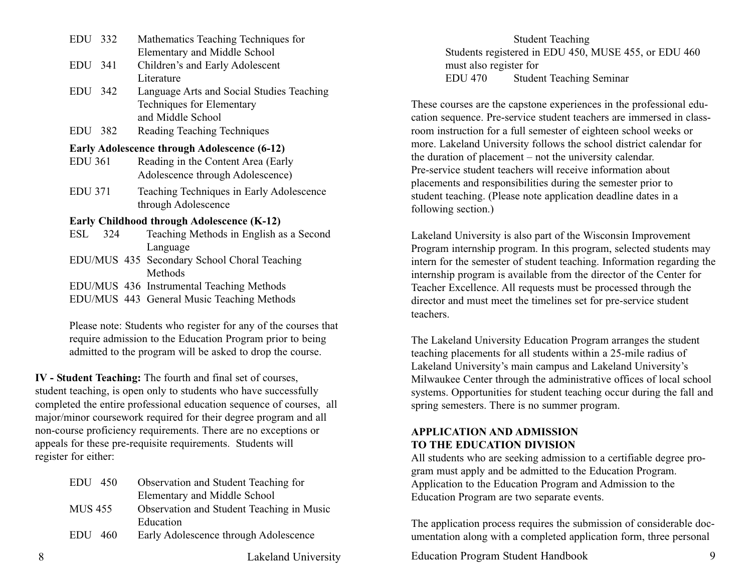EDU 332 Mathematics Teaching Techniques for Elementary and Middle School

EDU 341 Children's and Early Adolescent Literature

EDU 342 Language Arts and Social Studies Teaching Techniques for Elementary and Middle School

EDU 382 Reading Teaching Techniques

**Early Adolescence through Adolescence (6-12)**

EDU 361 Reading in the Content Area (Early Adolescence through Adolescence)

EDU 371 Teaching Techniques in Early Adolescence through Adolescence

**Early Childhood through Adolescence (K-12)**

ESL 324 Teaching Methods in English as a Second Language

EDU/MUS 435 Secondary School Choral Teaching Methods

EDU/MUS 436 Instrumental Teaching Methods

EDU/MUS 443 General Music Teaching Methods

Please note: Students who register for any of the courses that require admission to the Education Program prior to being admitted to the program will be asked to drop the course.

**IV - Student Teaching:** The fourth and final set of courses, student teaching, is open only to students who have successfully completed the entire professional education sequence of courses, all major/minor coursework required for their degree program and all non-course proficiency requirements. There are no exceptions or appeals for these pre-requisite requirements. Students will register for either:

EDU 450 Observation and Student Teaching for Elementary and Middle School

MUS 455 Observation and Student Teaching in Music Education

EDU 460 Early Adolescence through Adolescence Student Teaching

Students registered in EDU 450, MUSE 455, or EDU 460 must also register for

EDU 470 Student Teaching Seminar

These courses are the capstone experiences in the professional education sequence. Pre-service student teachers are immersed in classroom instruction for a full semester of eighteen school weeks or more. Lakeland University follows the school district calendar for the duration of placement – not the university calendar. Pre-service student teachers will receive information about placements and responsibilities during the semester prior to student teaching. (Please note application deadline dates in a following section.)

Lakeland University is also part of the Wisconsin Improvement Program internship program. In this program, selected students may intern for the semester of student teaching. Information regarding the internship program is available from the director of the Center for Teacher Excellence. All requests must be processed through the director and must meet the timelines set for pre-service student teachers.

The Lakeland University Education Program arranges the student teaching placements for all students within a 25-mile radius of Lakeland University's main campus and Lakeland University's Milwaukee Center through the administrative offices of local school systems. Opportunities for student teaching occur during the fall and spring semesters. There is no summer program.

## APPLICATION AND ADMISSION TO THE EDUCATION DIVISION

All students who are seeking admission to a certifiable degree program must apply and be admitted to the Education Program. Application to the Education Program and Admission to the Education Program are two separate events.

The application process requires the submission of considerable documentation along with a completed application form, three personal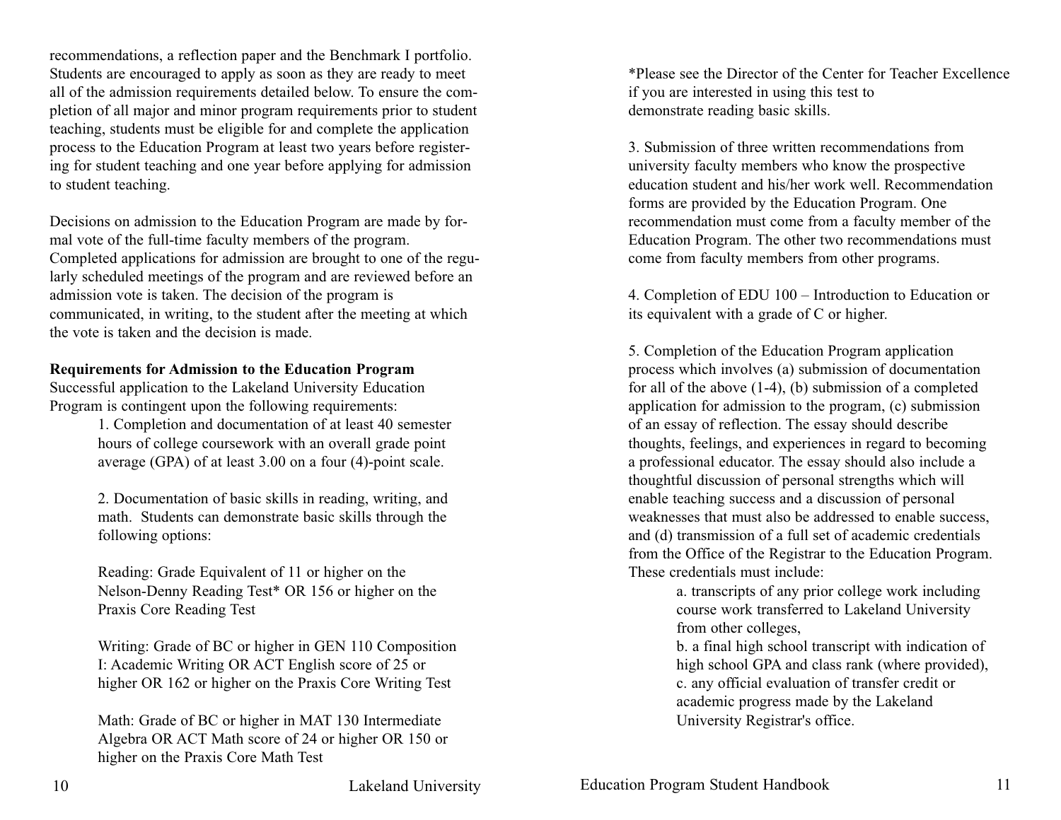recommendations, a reflection paper and the Benchmark I portfolio. Students are encouraged to apply as soon as they are ready to meet all of the admission requirements detailed below. To ensure the completion of all major and minor program requirements prior to student teaching, students must be eligible for and complete the application process to the Education Program at least two years before registering for student teaching and one year before applying for admission to student teaching.

Decisions on admission to the Education Program are made by formal vote of the full-time faculty members of the program. Completed applications for admission are brought to one of the regularly scheduled meetings of the program and are reviewed before an admission vote is taken. The decision of the program is communicated, in writing, to the student after the meeting at which the vote is taken and the decision is made.

**Requirements for Admission to the Education Program**

Successful application to the Lakeland University Education Program is contingent upon the following requirements:

1. Completion and documentation of at least 40 semester hours of college coursework with an overall grade point average (GPA) of at least 3.00 on a four (4)-point scale.

2. Documentation of basic skills in reading, writing, and math. Students can demonstrate basic skills through the following options:

   Reading: Grade Equivalent of 11 or higher on the Nelson-Denny Reading Test* OR 156 or higher on the Praxis Core Reading Test

   Writing: Grade of BC or higher in GEN 110 Composition I: Academic Writing OR ACT English score of 25 or higher OR 162 or higher on the Praxis Core Writing Test

   Math: Grade of BC or higher in MAT 130 Intermediate Algebra OR ACT Math score of 24 or higher OR 150 or higher on the Praxis Core Math Test

*Please see the Director of the Center for Teacher Excellence if you are interested in using this test to demonstrate reading basic skills.

3. Submission of three written recommendations from university faculty members who know the prospective education student and his/her work well. Recommendation forms are provided by the Education Program. One recommendation must come from a faculty member of the Education Program. The other two recommendations must come from faculty members from other programs.

4. Completion of EDU 100 – Introduction to Education or its equivalent with a grade of C or higher.

5. Completion of the Education Program application process which involves (a) submission of documentation for all of the above (1-4), (b) submission of a completed application for admission to the program, (c) submission of an essay of reflection. The essay should describe thoughts, feelings, and experiences in regard to becoming a professional educator. The essay should also include a thoughtful discussion of personal strengths which will enable teaching success and a discussion of personal weaknesses that must also be addressed to enable success, and (d) transmission of a full set of academic credentials from the Office of the Registrar to the Education Program. These credentials must include:

   a. transcripts of any prior college work including course work transferred to Lakeland University from other colleges,
   b. a final high school transcript with indication of high school GPA and class rank (where provided),
   c. any official evaluation of transfer credit or academic progress made by the Lakeland University Registrar's office.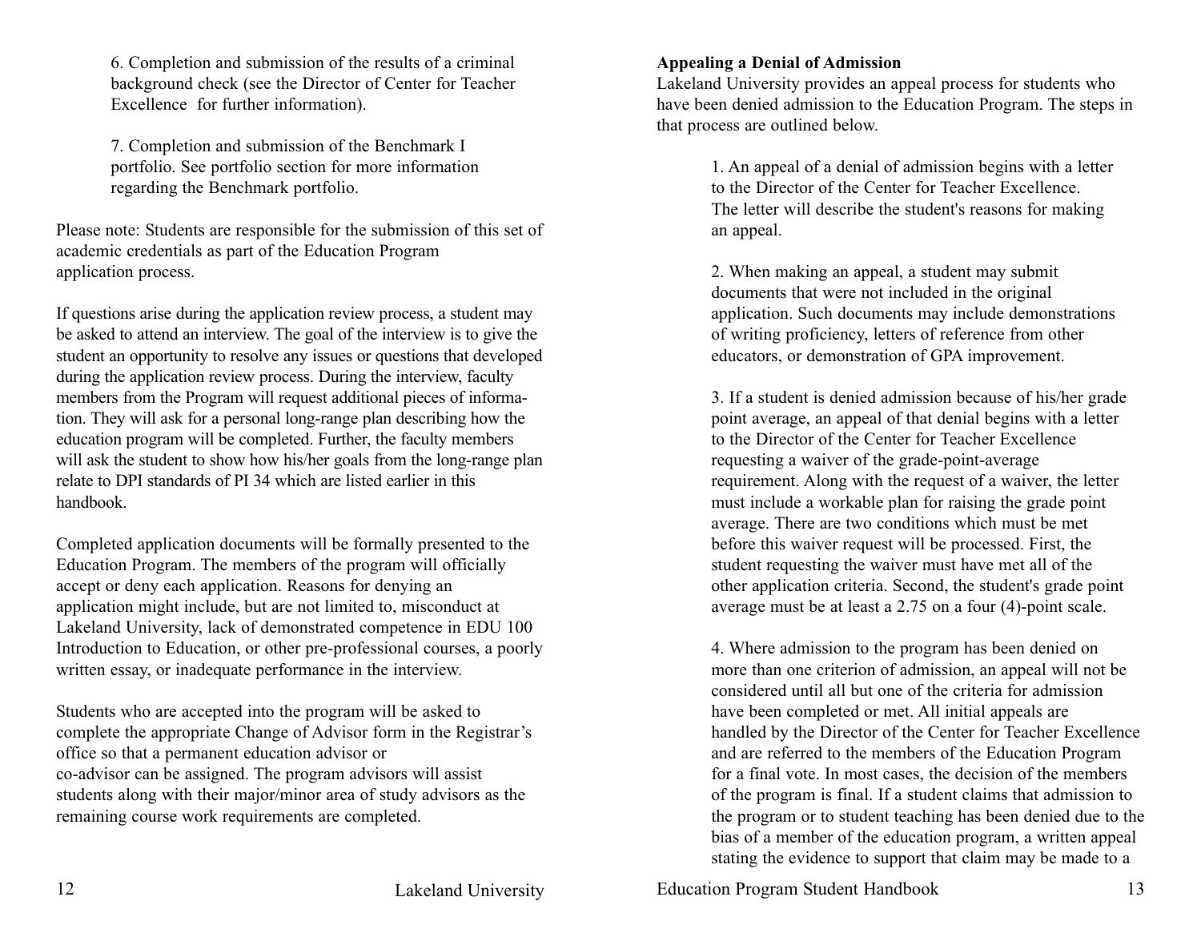6. Completion and submission of the results of a criminal background check (see the Director of Center for Teacher Excellence for further information).

7. Completion and submission of the Benchmark I portfolio. See portfolio section for more information regarding the Benchmark portfolio.

Please note: Students are responsible for the submission of this set of academic credentials as part of the Education Program application process.

If questions arise during the application review process, a student may be asked to attend an interview. The goal of the interview is to give the student an opportunity to resolve any issues or questions that developed during the application review process. During the interview, faculty members from the Program will request additional pieces of information. They will ask for a personal long-range plan describing how the education program will be completed. Further, the faculty members will ask the student to show how his/her goals from the long-range plan relate to DPI standards of PI 34 which are listed earlier in this handbook.

Completed application documents will be formally presented to the Education Program. The members of the program will officially accept or deny each application. Reasons for denying an application might include, but are not limited to, misconduct at Lakeland University, lack of demonstrated competence in EDU 100 Introduction to Education, or other pre-professional courses, a poorly written essay, or inadequate performance in the interview.

Students who are accepted into the program will be asked to complete the appropriate Change of Advisor form in the Registrar's office so that a permanent education advisor or co-advisor can be assigned. The program advisors will assist students along with their major/minor area of study advisors as the remaining course work requirements are completed.

**Appealing a Denial of Admission**

Lakeland University provides an appeal process for students who have been denied admission to the Education Program. The steps in that process are outlined below.

1. An appeal of a denial of admission begins with a letter to the Director of the Center for Teacher Excellence. The letter will describe the student's reasons for making an appeal.

2. When making an appeal, a student may submit documents that were not included in the original application. Such documents may include demonstrations of writing proficiency, letters of reference from other educators, or demonstration of GPA improvement.

3. If a student is denied admission because of his/her grade point average, an appeal of that denial begins with a letter to the Director of the Center for Teacher Excellence requesting a waiver of the grade-point-average requirement. Along with the request of a waiver, the letter must include a workable plan for raising the grade point average. There are two conditions which must be met before this waiver request will be processed. First, the student requesting the waiver must have met all of the other application criteria. Second, the student's grade point average must be at least a 2.75 on a four (4)-point scale.

4. Where admission to the program has been denied on more than one criterion of admission, an appeal will not be considered until all but one of the criteria for admission have been completed or met. All initial appeals are handled by the Director of the Center for Teacher Excellence and are referred to the members of the Education Program for a final vote. In most cases, the decision of the members of the program is final. If a student claims that admission to the program or to student teaching has been denied due to the bias of a member of the education program, a written appeal stating the evidence to support that claim may be made to a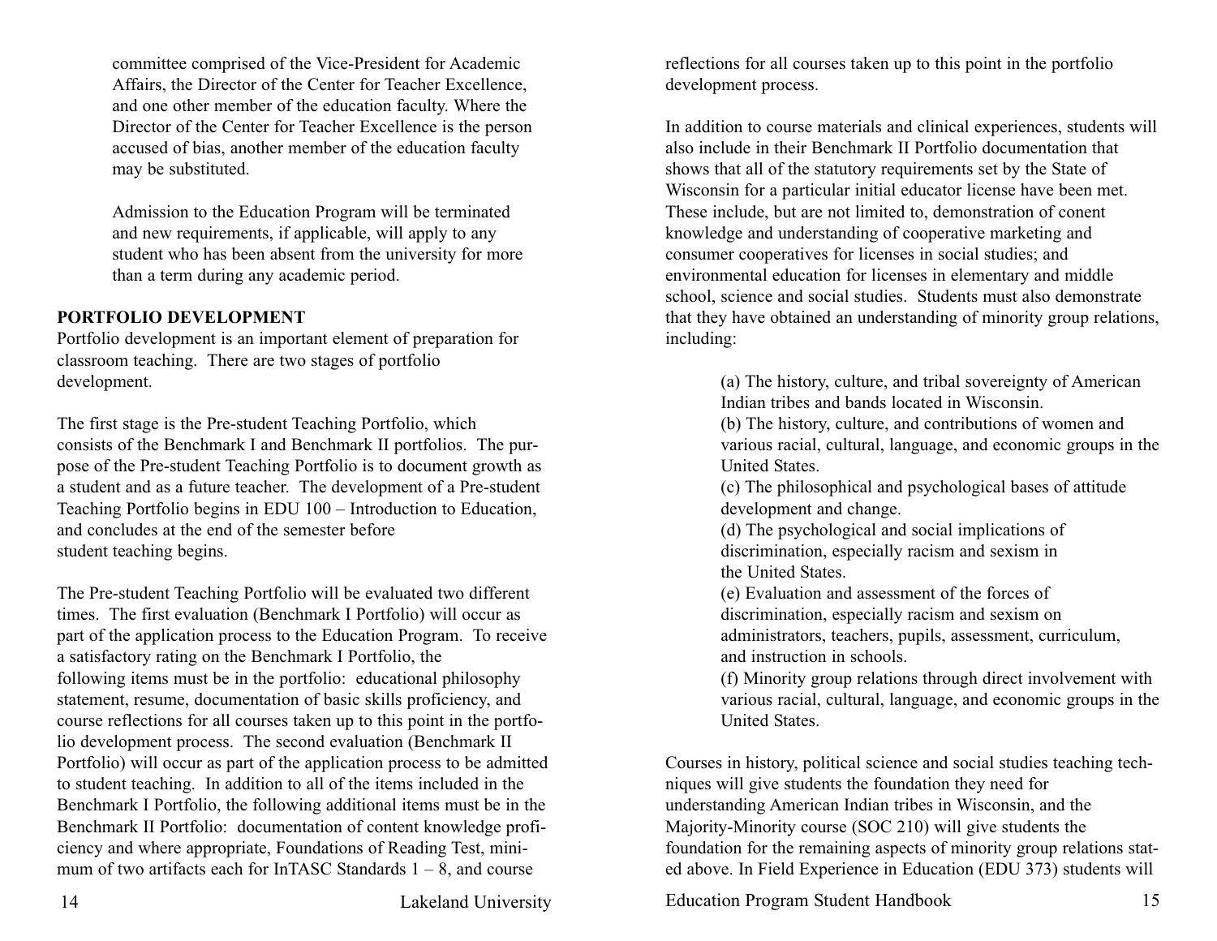committee comprised of the Vice-President for Academic Affairs, the Director of the Center for Teacher Excellence, and one other member of the education faculty. Where the Director of the Center for Teacher Excellence is the person accused of bias, another member of the education faculty may be substituted.

Admission to the Education Program will be terminated and new requirements, if applicable, will apply to any student who has been absent from the university for more than a term during any academic period.

**PORTFOLIO DEVELOPMENT**

Portfolio development is an important element of preparation for classroom teaching. There are two stages of portfolio development.

The first stage is the Pre-student Teaching Portfolio, which consists of the Benchmark I and Benchmark II portfolios. The purpose of the Pre-student Teaching Portfolio is to document growth as a student and as a future teacher. The development of a Pre-student Teaching Portfolio begins in EDU 100 – Introduction to Education, and concludes at the end of the semester before student teaching begins.

The Pre-student Teaching Portfolio will be evaluated two different times. The first evaluation (Benchmark I Portfolio) will occur as part of the application process to the Education Program. To receive a satisfactory rating on the Benchmark I Portfolio, the following items must be in the portfolio: educational philosophy statement, resume, documentation of basic skills proficiency, and course reflections for all courses taken up to this point in the portfolio development process. The second evaluation (Benchmark II Portfolio) will occur as part of the application process to be admitted to student teaching. In addition to all of the items included in the Benchmark I Portfolio, the following additional items must be in the Benchmark II Portfolio: documentation of content knowledge proficiency and where appropriate, Foundations of Reading Test, minimum of two artifacts each for InTASC Standards 1 – 8, and course reflections for all courses taken up to this point in the portfolio development process.

In addition to course materials and clinical experiences, students will also include in their Benchmark II Portfolio documentation that shows that all of the statutory requirements set by the State of Wisconsin for a particular initial educator license have been met. These include, but are not limited to, demonstration of conent knowledge and understanding of cooperative marketing and consumer cooperatives for licenses in social studies; and environmental education for licenses in elementary and middle school, science and social studies. Students must also demonstrate that they have obtained an understanding of minority group relations, including:

(a) The history, culture, and tribal sovereignty of American Indian tribes and bands located in Wisconsin.
(b) The history, culture, and contributions of women and various racial, cultural, language, and economic groups in the United States.
(c) The philosophical and psychological bases of attitude development and change.
(d) The psychological and social implications of discrimination, especially racism and sexism in the United States.
(e) Evaluation and assessment of the forces of discrimination, especially racism and sexism on administrators, teachers, pupils, assessment, curriculum, and instruction in schools.
(f) Minority group relations through direct involvement with various racial, cultural, language, and economic groups in the United States.

Courses in history, political science and social studies teaching techniques will give students the foundation they need for understanding American Indian tribes in Wisconsin, and the Majority-Minority course (SOC 210) will give students the foundation for the remaining aspects of minority group relations stated above. In Field Experience in Education (EDU 373) students will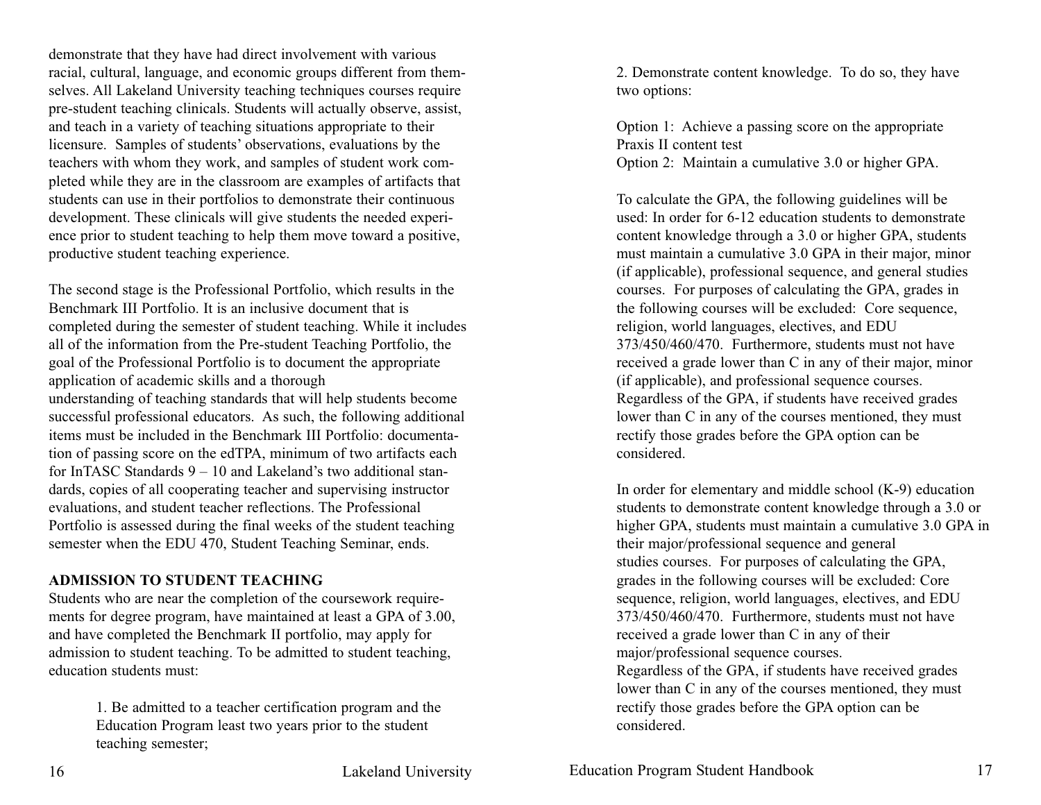demonstrate that they have had direct involvement with various racial, cultural, language, and economic groups different from themselves. All Lakeland University teaching techniques courses require pre-student teaching clinicals. Students will actually observe, assist, and teach in a variety of teaching situations appropriate to their licensure. Samples of students' observations, evaluations by the teachers with whom they work, and samples of student work completed while they are in the classroom are examples of artifacts that students can use in their portfolios to demonstrate their continuous development. These clinicals will give students the needed experience prior to student teaching to help them move toward a positive, productive student teaching experience.

The second stage is the Professional Portfolio, which results in the Benchmark III Portfolio. It is an inclusive document that is completed during the semester of student teaching. While it includes all of the information from the Pre-student Teaching Portfolio, the goal of the Professional Portfolio is to document the appropriate application of academic skills and a thorough understanding of teaching standards that will help students become successful professional educators. As such, the following additional items must be included in the Benchmark III Portfolio: documentation of passing score on the edTPA, minimum of two artifacts each for InTASC Standards 9 – 10 and Lakeland's two additional standards, copies of all cooperating teacher and supervising instructor evaluations, and student teacher reflections. The Professional Portfolio is assessed during the final weeks of the student teaching semester when the EDU 470, Student Teaching Seminar, ends.

**ADMISSION TO STUDENT TEACHING**

Students who are near the completion of the coursework requirements for degree program, have maintained at least a GPA of 3.00, and have completed the Benchmark II portfolio, may apply for admission to student teaching. To be admitted to student teaching, education students must:

1. Be admitted to a teacher certification program and the Education Program least two years prior to the student teaching semester;

2. Demonstrate content knowledge. To do so, they have two options:

Option 1: Achieve a passing score on the appropriate Praxis II content test
Option 2: Maintain a cumulative 3.0 or higher GPA.

To calculate the GPA, the following guidelines will be used: In order for 6-12 education students to demonstrate content knowledge through a 3.0 or higher GPA, students must maintain a cumulative 3.0 GPA in their major, minor (if applicable), professional sequence, and general studies courses. For purposes of calculating the GPA, grades in the following courses will be excluded: Core sequence, religion, world languages, electives, and EDU 373/450/460/470. Furthermore, students must not have received a grade lower than C in any of their major, minor (if applicable), and professional sequence courses. Regardless of the GPA, if students have received grades lower than C in any of the courses mentioned, they must rectify those grades before the GPA option can be considered.

In order for elementary and middle school (K-9) education students to demonstrate content knowledge through a 3.0 or higher GPA, students must maintain a cumulative 3.0 GPA in their major/professional sequence and general studies courses. For purposes of calculating the GPA, grades in the following courses will be excluded: Core sequence, religion, world languages, electives, and EDU 373/450/460/470. Furthermore, students must not have received a grade lower than C in any of their major/professional sequence courses.
Regardless of the GPA, if students have received grades lower than C in any of the courses mentioned, they must rectify those grades before the GPA option can be considered.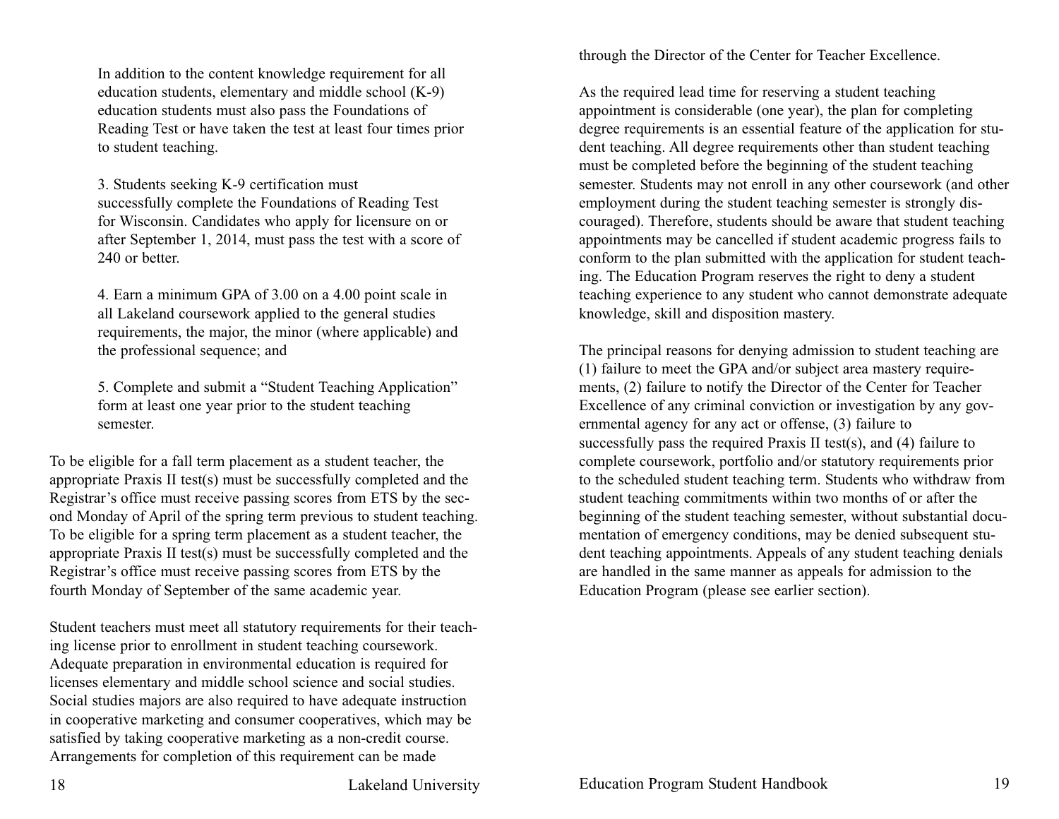In addition to the content knowledge requirement for all education students, elementary and middle school (K-9) education students must also pass the Foundations of Reading Test or have taken the test at least four times prior to student teaching.

3. Students seeking K-9 certification must successfully complete the Foundations of Reading Test for Wisconsin. Candidates who apply for licensure on or after September 1, 2014, must pass the test with a score of 240 or better.

4. Earn a minimum GPA of 3.00 on a 4.00 point scale in all Lakeland coursework applied to the general studies requirements, the major, the minor (where applicable) and the professional sequence; and

5. Complete and submit a "Student Teaching Application" form at least one year prior to the student teaching semester.

To be eligible for a fall term placement as a student teacher, the appropriate Praxis II test(s) must be successfully completed and the Registrar's office must receive passing scores from ETS by the second Monday of April of the spring term previous to student teaching. To be eligible for a spring term placement as a student teacher, the appropriate Praxis II test(s) must be successfully completed and the Registrar's office must receive passing scores from ETS by the fourth Monday of September of the same academic year.

Student teachers must meet all statutory requirements for their teaching license prior to enrollment in student teaching coursework. Adequate preparation in environmental education is required for licenses elementary and middle school science and social studies. Social studies majors are also required to have adequate instruction in cooperative marketing and consumer cooperatives, which may be satisfied by taking cooperative marketing as a non-credit course. Arrangements for completion of this requirement can be made through the Director of the Center for Teacher Excellence.

As the required lead time for reserving a student teaching appointment is considerable (one year), the plan for completing degree requirements is an essential feature of the application for student teaching. All degree requirements other than student teaching must be completed before the beginning of the student teaching semester. Students may not enroll in any other coursework (and other employment during the student teaching semester is strongly discouraged). Therefore, students should be aware that student teaching appointments may be cancelled if student academic progress fails to conform to the plan submitted with the application for student teaching. The Education Program reserves the right to deny a student teaching experience to any student who cannot demonstrate adequate knowledge, skill and disposition mastery.

The principal reasons for denying admission to student teaching are (1) failure to meet the GPA and/or subject area mastery requirements, (2) failure to notify the Director of the Center for Teacher Excellence of any criminal conviction or investigation by any governmental agency for any act or offense, (3) failure to successfully pass the required Praxis II test(s), and (4) failure to complete coursework, portfolio and/or statutory requirements prior to the scheduled student teaching term. Students who withdraw from student teaching commitments within two months of or after the beginning of the student teaching semester, without substantial documentation of emergency conditions, may be denied subsequent student teaching appointments. Appeals of any student teaching denials are handled in the same manner as appeals for admission to the Education Program (please see earlier section).